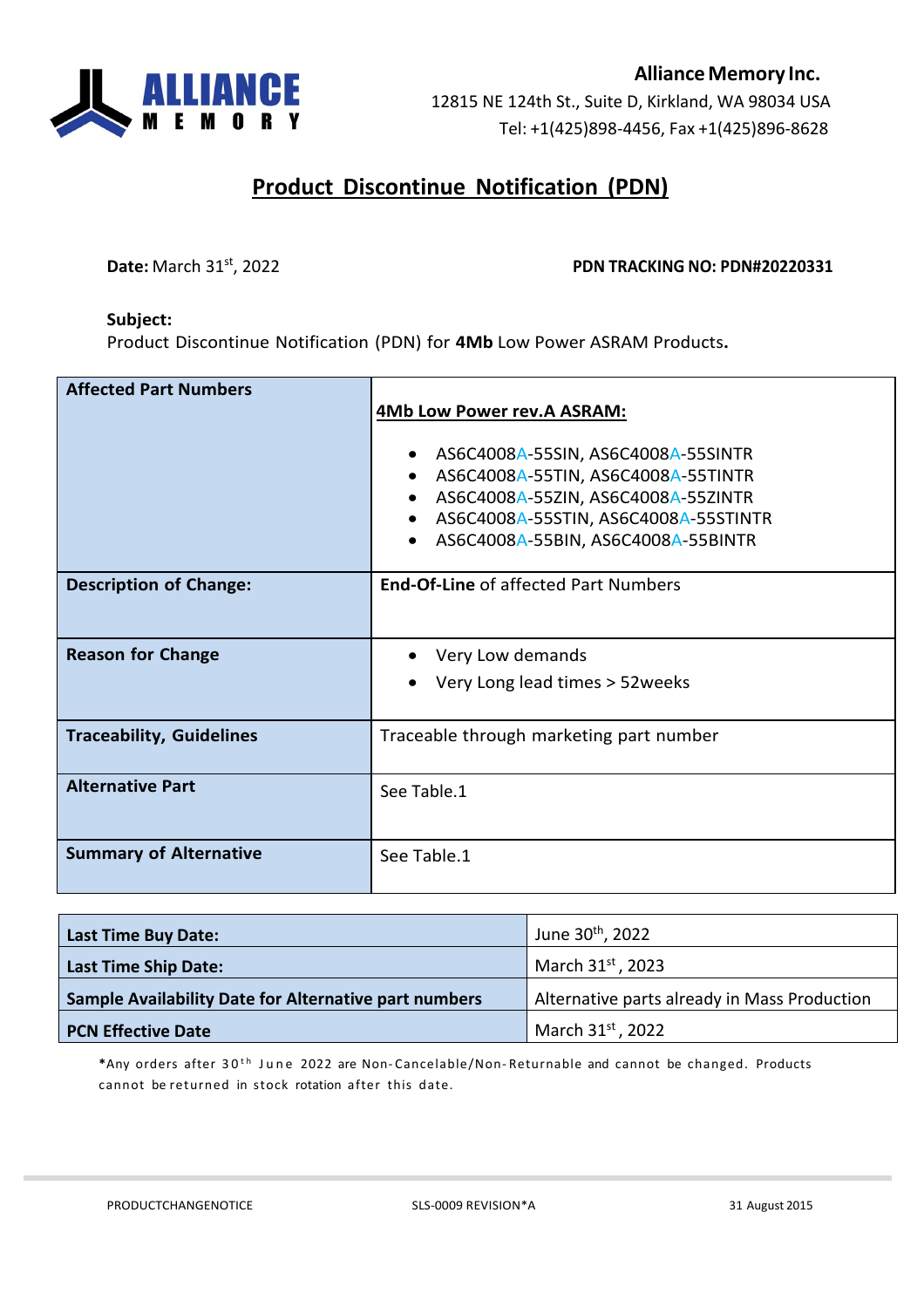**Alliance Memory Inc.**
12815 NE 124th St., Suite D, Kirkland, WA 98034 USA
Tel: +1(425)898-4456, Fax +1(425)896-8628

# Product Discontinue Notification (PDN)

**Date:** March 31st, 2022 **PDN TRACKING NO: PDN#20220331**

**Subject:**
Product Discontinue Notification (PDN) for **4Mb** Low Power ASRAM Products**.**

| **Affected Part Numbers** | **4Mb Low Power rev.A ASRAM:**<br>• AS6C4008A-55SIN, AS6C4008A-55SINTR<br>• AS6C4008A-55TIN, AS6C4008A-55TINTR<br>• AS6C4008A-55ZIN, AS6C4008A-55ZINTR<br>• AS6C4008A-55STIN, AS6C4008A-55STINTR<br>• AS6C4008A-55BIN, AS6C4008A-55BINTR |
|---|---|
| **Description of Change:** | **End-Of-Line** of affected Part Numbers |
| **Reason for Change** | • Very Low demands<br>• Very Long lead times > 52weeks |
| **Traceability, Guidelines** | Traceable through marketing part number |
| **Alternative Part** | See Table.1 |
| **Summary of Alternative** | See Table.1 |

| **Last Time Buy Date:** | June 30th, 2022 |
|---|---|
| **Last Time Ship Date:** | March 31st , 2023 |
| **Sample Availability Date for Alternative part numbers** | Alternative parts already in Mass Production |
| **PCN Effective Date** | March 31st , 2022 |

***Any orders after 30th June 2022 are Non-Cancelable/Non-Returnable and cannot be changed. Products cannot be returned in stock rotation after this date.**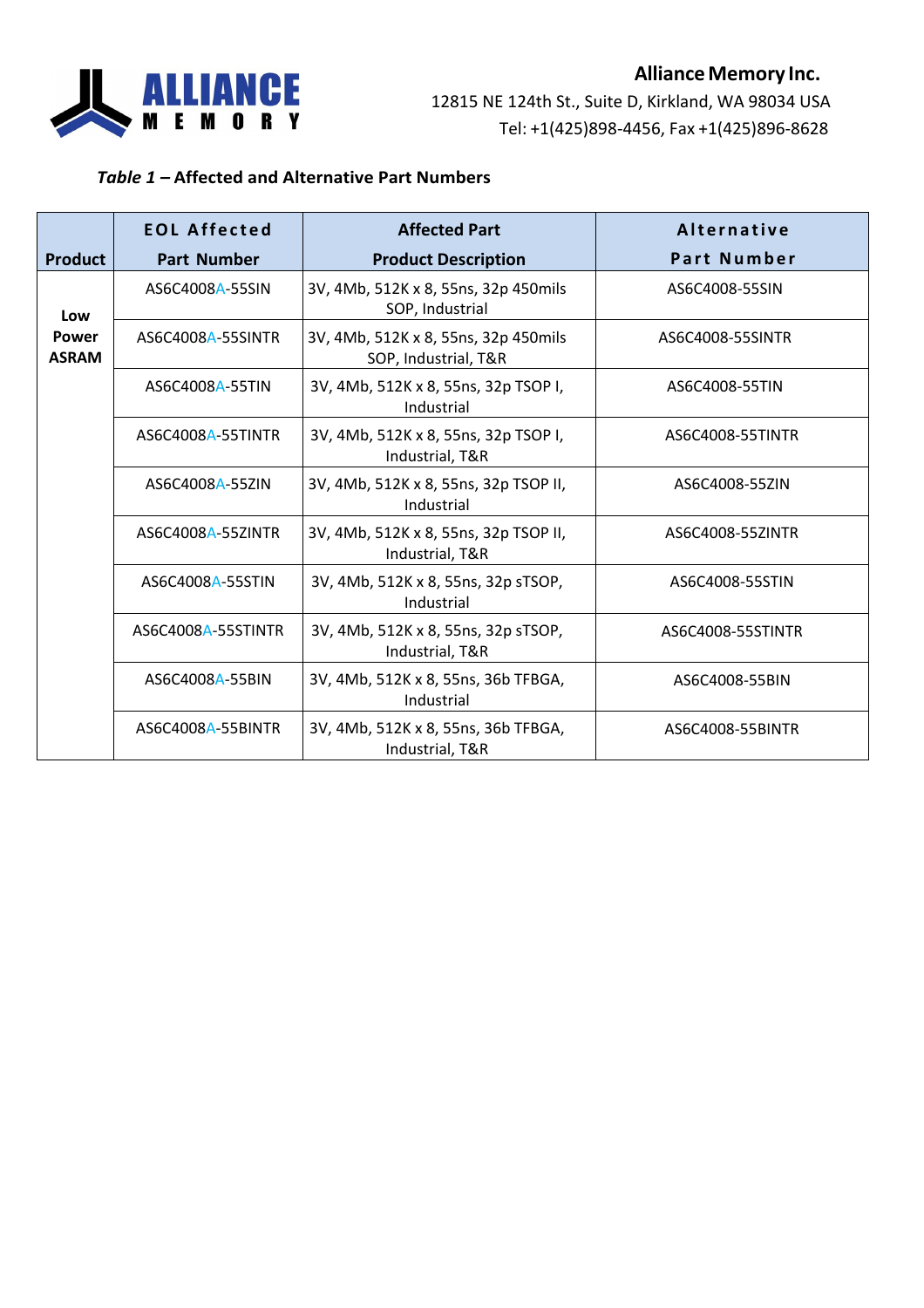**Alliance Memory Inc.**
12815 NE 124th St., Suite D, Kirkland, WA 98034 USA
Tel: +1(425)898-4456, Fax +1(425)896-8628

***Table 1*** **– Affected and Alternative Part Numbers**

| Product | EOL Affected Part Number | Affected Part Product Description | Alternative Part Number |
|---|---|---|---|
| **Low Power ASRAM** | AS6C4008A-55SIN | 3V, 4Mb, 512K x 8, 55ns, 32p 450mils SOP, Industrial | AS6C4008-55SIN |
| | AS6C4008A-55SINTR | 3V, 4Mb, 512K x 8, 55ns, 32p 450mils SOP, Industrial, T&R | AS6C4008-55SINTR |
| | AS6C4008A-55TIN | 3V, 4Mb, 512K x 8, 55ns, 32p TSOP I, Industrial | AS6C4008-55TIN |
| | AS6C4008A-55TINTR | 3V, 4Mb, 512K x 8, 55ns, 32p TSOP I, Industrial, T&R | AS6C4008-55TINTR |
| | AS6C4008A-55ZIN | 3V, 4Mb, 512K x 8, 55ns, 32p TSOP II, Industrial | AS6C4008-55ZIN |
| | AS6C4008A-55ZINTR | 3V, 4Mb, 512K x 8, 55ns, 32p TSOP II, Industrial, T&R | AS6C4008-55ZINTR |
| | AS6C4008A-55STIN | 3V, 4Mb, 512K x 8, 55ns, 32p sTSOP, Industrial | AS6C4008-55STIN |
| | AS6C4008A-55STINTR | 3V, 4Mb, 512K x 8, 55ns, 32p sTSOP, Industrial, T&R | AS6C4008-55STINTR |
| | AS6C4008A-55BIN | 3V, 4Mb, 512K x 8, 55ns, 36b TFBGA, Industrial | AS6C4008-55BIN |
| | AS6C4008A-55BINTR | 3V, 4Mb, 512K x 8, 55ns, 36b TFBGA, Industrial, T&R | AS6C4008-55BINTR |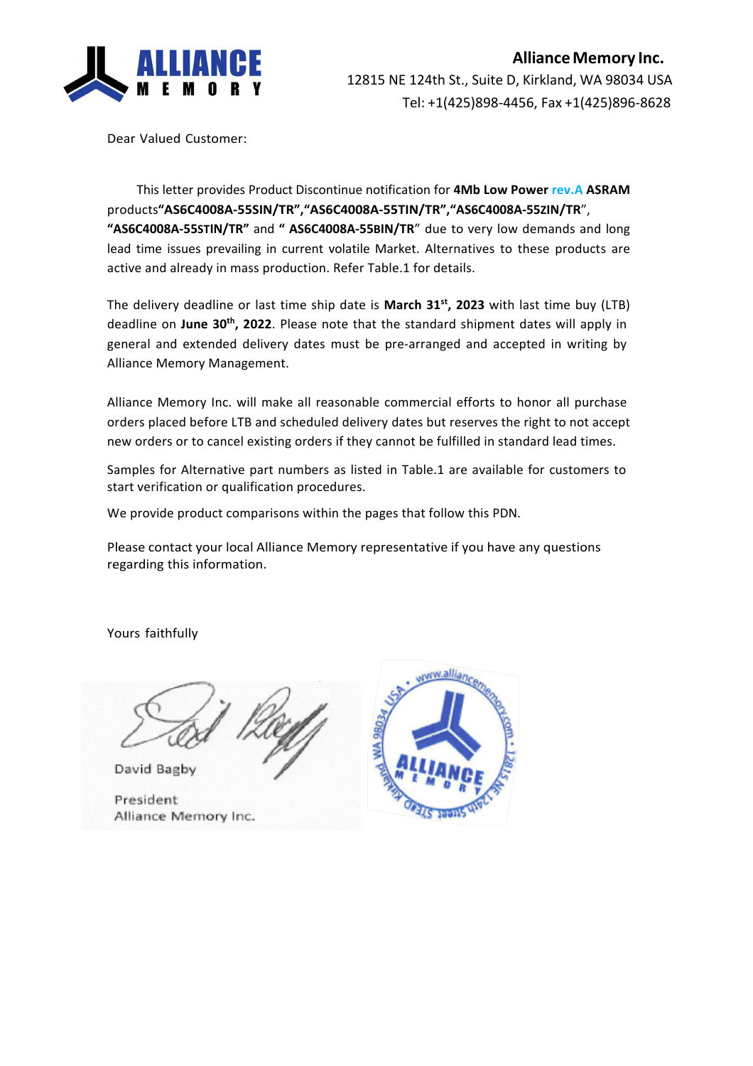**Alliance Memory Inc.**
12815 NE 124th St., Suite D, Kirkland, WA 98034 USA
Tel: +1(425)898-4456, Fax +1(425)896-8628

Dear Valued Customer:

This letter provides Product Discontinue notification for **4Mb Low Power** rev.A **ASRAM** products**"AS6C4008A-55SIN/TR","AS6C4008A-55TIN/TR","AS6C4008A-55ZIN/TR**", **"AS6C4008A-55STIN/TR"** and **" AS6C4008A-55BIN/TR**" due to very low demands and long lead time issues prevailing in current volatile Market. Alternatives to these products are active and already in mass production. Refer Table.1 for details.

The delivery deadline or last time ship date is **March 31st, 2023** with last time buy (LTB) deadline on **June 30th, 2022**. Please note that the standard shipment dates will apply in general and extended delivery dates must be pre-arranged and accepted in writing by Alliance Memory Management.

Alliance Memory Inc. will make all reasonable commercial efforts to honor all purchase orders placed before LTB and scheduled delivery dates but reserves the right to not accept new orders or to cancel existing orders if they cannot be fulfilled in standard lead times.

Samples for Alternative part numbers as listed in Table.1 are available for customers to start verification or qualification procedures.

We provide product comparisons within the pages that follow this PDN.

Please contact your local Alliance Memory representative if you have any questions regarding this information.

Yours faithfully

David Bagby

President
Alliance Memory Inc.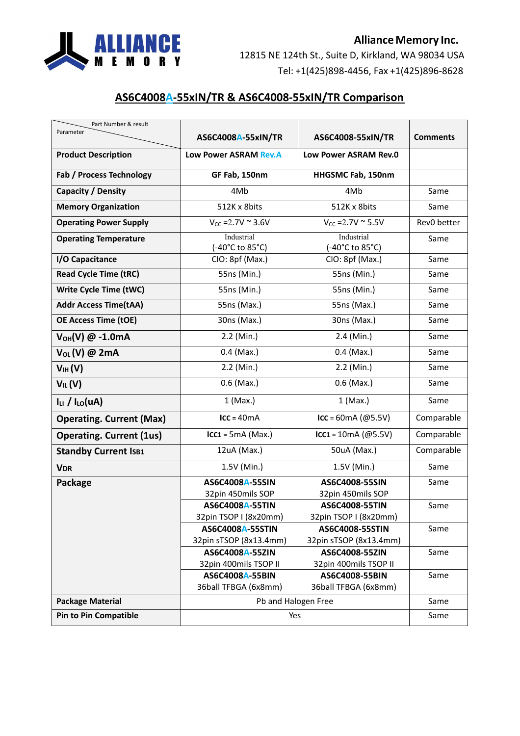**Alliance Memory Inc.**
12815 NE 124th St., Suite D, Kirkland, WA 98034 USA
Tel: +1(425)898-4456, Fax +1(425)896-8628

## AS6C4008A-55xIN/TR & AS6C4008-55xIN/TR Comparison

| Parameter / Part Number & result | AS6C4008A-55xIN/TR | AS6C4008-55xIN/TR | Comments |
|---|---|---|---|
| **Product Description** | **Low Power ASRAM Rev.A** | **Low Power ASRAM Rev.0** | |
| **Fab / Process Technology** | **GF Fab, 150nm** | **HHGSMC Fab, 150nm** | |
| **Capacity / Density** | 4Mb | 4Mb | Same |
| **Memory Organization** | 512K x 8bits | 512K x 8bits | Same |
| **Operating Power Supply** | $V_{CC}$ =2.7V ~ 3.6V | $V_{CC}$ =2.7V ~ 5.5V | Rev0 better |
| **Operating Temperature** | Industrial (-40°C to 85°C) | Industrial (-40°C to 85°C) | Same |
| **I/O Capacitance** | CIO: 8pf (Max.) | CIO: 8pf (Max.) | Same |
| **Read Cycle Time (tRC)** | 55ns (Min.) | 55ns (Min.) | Same |
| **Write Cycle Time (tWC)** | 55ns (Min.) | 55ns (Min.) | Same |
| **Addr Access Time(tAA)** | 55ns (Max.) | 55ns (Max.) | Same |
| **OE Access Time (tOE)** | 30ns (Max.) | 30ns (Max.) | Same |
| **$V_{OH}$(V) @ -1.0mA** | 2.2 (Min.) | 2.4 (Min.) | Same |
| **$V_{OL}$ (V) @ 2mA** | 0.4 (Max.) | 0.4 (Max.) | Same |
| **$V_{IH}$ (V)** | 2.2 (Min.) | 2.2 (Min.) | Same |
| **$V_{IL}$ (V)** | 0.6 (Max.) | 0.6 (Max.) | Same |
| **$I_{LI}$ / $I_{LO}$(uA)** | 1 (Max.) | 1 (Max.) | Same |
| **Operating. Current (Max)** | **ICC** = 40mA | **ICC** = 60mA (@5.5V) | Comparable |
| **Operating. Current (1us)** | **ICC1** = 5mA (Max.) | **ICC1** = 10mA (@5.5V) | Comparable |
| **Standby Current $I_{SB1}$** | 12uA (Max.) | 50uA (Max.) | Comparable |
| **$V_{DR}$** | 1.5V (Min.) | 1.5V (Min.) | Same |
| **Package** | **AS6C4008A-55SIN** 32pin 450mils SOP | **AS6C4008-55SIN** 32pin 450mils SOP | Same |
| | **AS6C4008A-55TIN** 32pin TSOP I (8x20mm) | **AS6C4008-55TIN** 32pin TSOP I (8x20mm) | Same |
| | **AS6C4008A-55STIN** 32pin sTSOP (8x13.4mm) | **AS6C4008-55STIN** 32pin sTSOP (8x13.4mm) | Same |
| | **AS6C4008A-55ZIN** 32pin 400mils TSOP II | **AS6C4008-55ZIN** 32pin 400mils TSOP II | Same |
| | **AS6C4008A-55BIN** 36ball TFBGA (6x8mm) | **AS6C4008-55BIN** 36ball TFBGA (6x8mm) | Same |
| **Package Material** | Pb and Halogen Free | | Same |
| **Pin to Pin Compatible** | Yes | | Same |